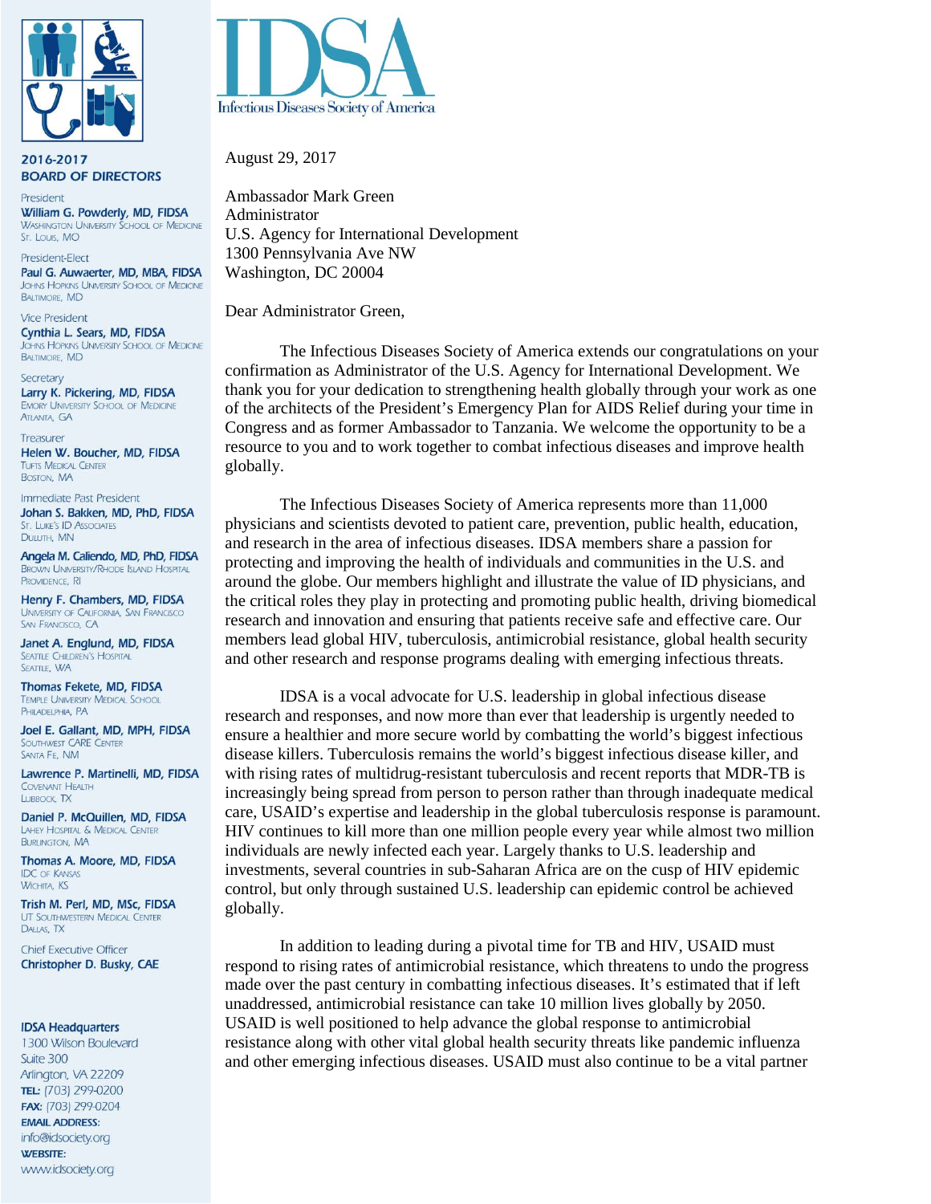# IDSA

Infectious Diseases Society of America

**2016-2017**
**BOARD OF DIRECTORS**

President
**William G. Powderly, MD, FIDSA**
Washington University School of Medicine
St. Louis, MO

President-Elect
**Paul G. Auwaerter, MD, MBA, FIDSA**
Johns Hopkins University School of Medicine
Baltimore, MD

Vice President
**Cynthia L. Sears, MD, FIDSA**
Johns Hopkins University School of Medicine
Baltimore, MD

Secretary
**Larry K. Pickering, MD, FIDSA**
Emory University School of Medicine
Atlanta, GA

Treasurer
**Helen W. Boucher, MD, FIDSA**
Tufts Medical Center
Boston, MA

Immediate Past President
**Johan S. Bakken, MD, PhD, FIDSA**
St. Luke's ID Associates
Duluth, MN

**Angela M. Caliendo, MD, PhD, FIDSA**
Brown University/Rhode Island Hospital
Providence, RI

**Henry F. Chambers, MD, FIDSA**
University of California, San Francisco
San Francisco, CA

**Janet A. Englund, MD, FIDSA**
Seattle Children's Hospital
Seattle, WA

**Thomas Fekete, MD, FIDSA**
Temple University Medical School
Philadelphia, PA

**Joel E. Gallant, MD, MPH, FIDSA**
Southwest CARE Center
Santa Fe, NM

**Lawrence P. Martinelli, MD, FIDSA**
Covenant Health
Lubbock, TX

**Daniel P. McQuillen, MD, FIDSA**
Lahey Hospital & Medical Center
Burlington, MA

**Thomas A. Moore, MD, FIDSA**
IDC of Kansas
Wichita, KS

**Trish M. Perl, MD, MSc, FIDSA**
UT Southwestern Medical Center
Dallas, TX

Chief Executive Officer
**Christopher D. Busky, CAE**

**IDSA Headquarters**
1300 Wilson Boulevard
Suite 300
Arlington, VA 22209
**TEL:** (703) 299-0200
**FAX:** (703) 299-0204
**EMAIL ADDRESS:**
info@idsociety.org
**WEBSITE:**
www.idsociety.org

---

August 29, 2017

Ambassador Mark Green
Administrator
U.S. Agency for International Development
1300 Pennsylvania Ave NW
Washington, DC 20004

Dear Administrator Green,

The Infectious Diseases Society of America extends our congratulations on your confirmation as Administrator of the U.S. Agency for International Development. We thank you for your dedication to strengthening health globally through your work as one of the architects of the President's Emergency Plan for AIDS Relief during your time in Congress and as former Ambassador to Tanzania. We welcome the opportunity to be a resource to you and to work together to combat infectious diseases and improve health globally.

The Infectious Diseases Society of America represents more than 11,000 physicians and scientists devoted to patient care, prevention, public health, education, and research in the area of infectious diseases. IDSA members share a passion for protecting and improving the health of individuals and communities in the U.S. and around the globe. Our members highlight and illustrate the value of ID physicians, and the critical roles they play in protecting and promoting public health, driving biomedical research and innovation and ensuring that patients receive safe and effective care. Our members lead global HIV, tuberculosis, antimicrobial resistance, global health security and other research and response programs dealing with emerging infectious threats.

IDSA is a vocal advocate for U.S. leadership in global infectious disease research and responses, and now more than ever that leadership is urgently needed to ensure a healthier and more secure world by combatting the world's biggest infectious disease killers. Tuberculosis remains the world's biggest infectious disease killer, and with rising rates of multidrug-resistant tuberculosis and recent reports that MDR-TB is increasingly being spread from person to person rather than through inadequate medical care, USAID's expertise and leadership in the global tuberculosis response is paramount. HIV continues to kill more than one million people every year while almost two million individuals are newly infected each year. Largely thanks to U.S. leadership and investments, several countries in sub-Saharan Africa are on the cusp of HIV epidemic control, but only through sustained U.S. leadership can epidemic control be achieved globally.

In addition to leading during a pivotal time for TB and HIV, USAID must respond to rising rates of antimicrobial resistance, which threatens to undo the progress made over the past century in combatting infectious diseases. It's estimated that if left unaddressed, antimicrobial resistance can take 10 million lives globally by 2050. USAID is well positioned to help advance the global response to antimicrobial resistance along with other vital global health security threats like pandemic influenza and other emerging infectious diseases. USAID must also continue to be a vital partner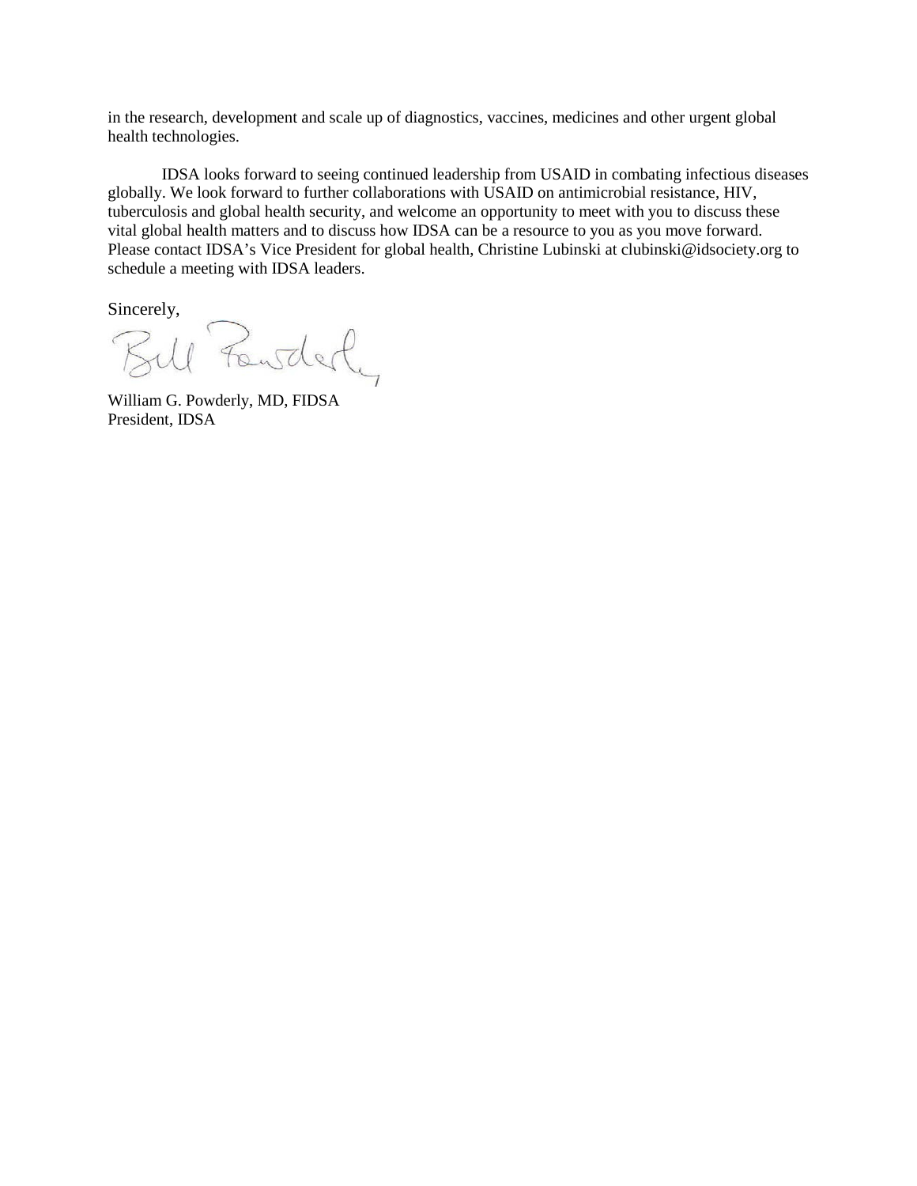in the research, development and scale up of diagnostics, vaccines, medicines and other urgent global health technologies.

IDSA looks forward to seeing continued leadership from USAID in combating infectious diseases globally. We look forward to further collaborations with USAID on antimicrobial resistance, HIV, tuberculosis and global health security, and welcome an opportunity to meet with you to discuss these vital global health matters and to discuss how IDSA can be a resource to you as you move forward. Please contact IDSA's Vice President for global health, Christine Lubinski at clubinski@idsociety.org to schedule a meeting with IDSA leaders.

Sincerely,

William G. Powderly, MD, FIDSA
President, IDSA